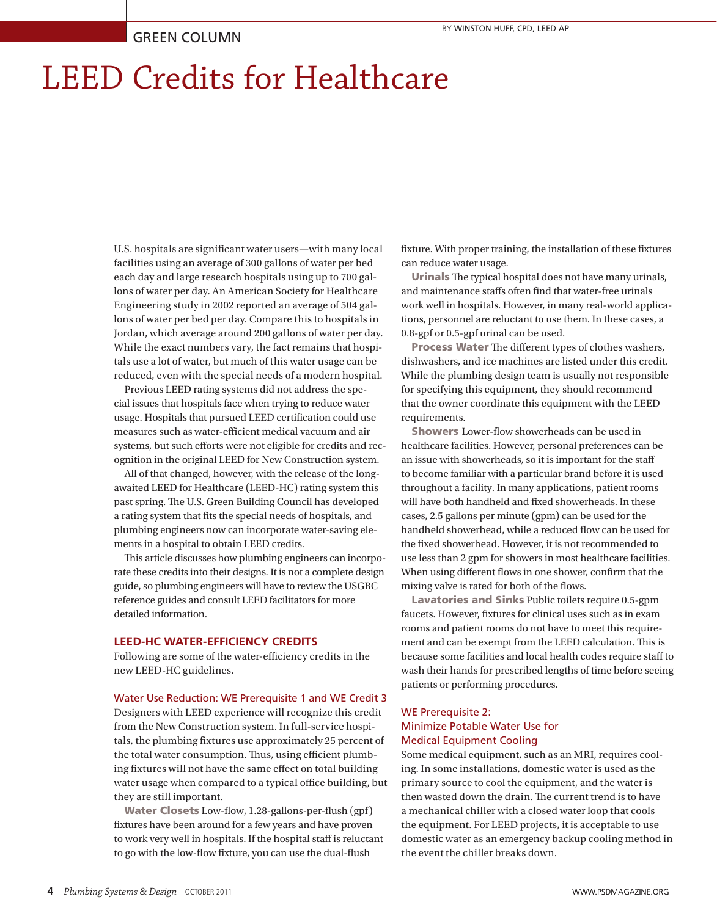GREEN COLUMN

BY WINSTON HUFF, CPD, LEED AP

# LEED Credits for Healthcare

U.S. hospitals are significant water users—with many local facilities using an average of 300 gallons of water per bed each day and large research hospitals using up to 700 gallons of water per day. An American Society for Healthcare Engineering study in 2002 reported an average of 504 gallons of water per bed per day. Compare this to hospitals in Jordan, which average around 200 gallons of water per day. While the exact numbers vary, the fact remains that hospitals use a lot of water, but much of this water usage can be reduced, even with the special needs of a modern hospital.

Previous LEED rating systems did not address the special issues that hospitals face when trying to reduce water usage. Hospitals that pursued LEED certification could use measures such as water-efficient medical vacuum and air systems, but such efforts were not eligible for credits and recognition in the original LEED for New Construction system.

All of that changed, however, with the release of the long-awaited LEED for Healthcare (LEED-HC) rating system this past spring. The U.S. Green Building Council has developed a rating system that fits the special needs of hospitals, and plumbing engineers now can incorporate water-saving elements in a hospital to obtain LEED credits.

This article discusses how plumbing engineers can incorporate these credits into their designs. It is not a complete design guide, so plumbing engineers will have to review the USGBC reference guides and consult LEED facilitators for more detailed information.

## LEED-HC WATER-EFFICIENCY CREDITS

Following are some of the water-efficiency credits in the new LEED-HC guidelines.

### Water Use Reduction: WE Prerequisite 1 and WE Credit 3

Designers with LEED experience will recognize this credit from the New Construction system. In full-service hospitals, the plumbing fixtures use approximately 25 percent of the total water consumption. Thus, using efficient plumbing fixtures will not have the same effect on total building water usage when compared to a typical office building, but they are still important.

**Water Closets** Low-flow, 1.28-gallons-per-flush (gpf) fixtures have been around for a few years and have proven to work very well in hospitals. If the hospital staff is reluctant to go with the low-flow fixture, you can use the dual-flush fixture. With proper training, the installation of these fixtures can reduce water usage.

**Urinals** The typical hospital does not have many urinals, and maintenance staffs often find that water-free urinals work well in hospitals. However, in many real-world applications, personnel are reluctant to use them. In these cases, a 0.8-gpf or 0.5-gpf urinal can be used.

**Process Water** The different types of clothes washers, dishwashers, and ice machines are listed under this credit. While the plumbing design team is usually not responsible for specifying this equipment, they should recommend that the owner coordinate this equipment with the LEED requirements.

**Showers** Lower-flow showerheads can be used in healthcare facilities. However, personal preferences can be an issue with showerheads, so it is important for the staff to become familiar with a particular brand before it is used throughout a facility. In many applications, patient rooms will have both handheld and fixed showerheads. In these cases, 2.5 gallons per minute (gpm) can be used for the handheld showerhead, while a reduced flow can be used for the fixed showerhead. However, it is not recommended to use less than 2 gpm for showers in most healthcare facilities. When using different flows in one shower, confirm that the mixing valve is rated for both of the flows.

**Lavatories and Sinks** Public toilets require 0.5-gpm faucets. However, fixtures for clinical uses such as in exam rooms and patient rooms do not have to meet this requirement and can be exempt from the LEED calculation. This is because some facilities and local health codes require staff to wash their hands for prescribed lengths of time before seeing patients or performing procedures.

### WE Prerequisite 2: Minimize Potable Water Use for Medical Equipment Cooling

Some medical equipment, such as an MRI, requires cooling. In some installations, domestic water is used as the primary source to cool the equipment, and the water is then wasted down the drain. The current trend is to have a mechanical chiller with a closed water loop that cools the equipment. For LEED projects, it is acceptable to use domestic water as an emergency backup cooling method in the event the chiller breaks down.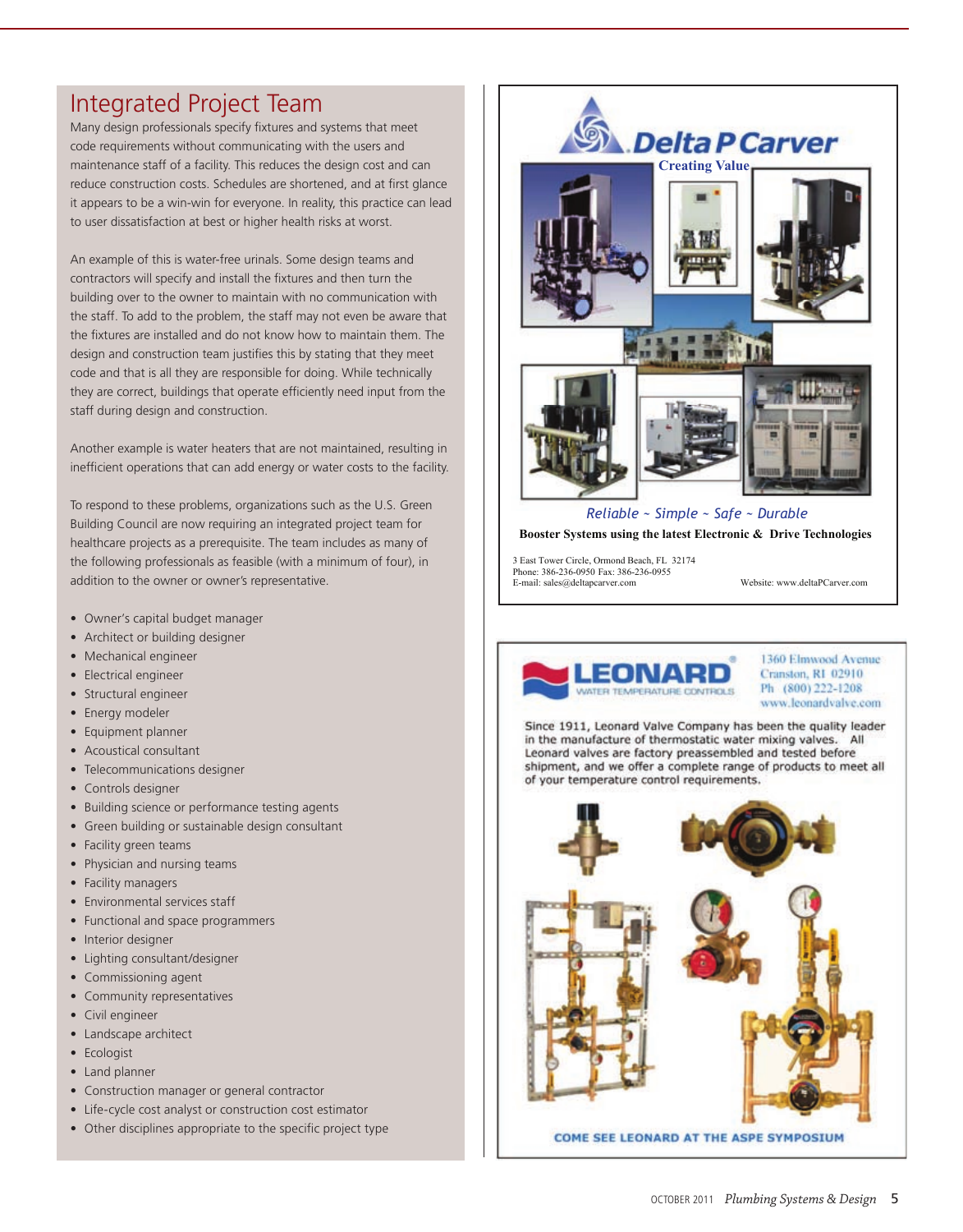## Integrated Project Team

Many design professionals specify fixtures and systems that meet code requirements without communicating with the users and maintenance staff of a facility. This reduces the design cost and can reduce construction costs. Schedules are shortened, and at first glance it appears to be a win-win for everyone. In reality, this practice can lead to user dissatisfaction at best or higher health risks at worst.

An example of this is water-free urinals. Some design teams and contractors will specify and install the fixtures and then turn the building over to the owner to maintain with no communication with the staff. To add to the problem, the staff may not even be aware that the fixtures are installed and do not know how to maintain them. The design and construction team justifies this by stating that they meet code and that is all they are responsible for doing. While technically they are correct, buildings that operate efficiently need input from the staff during design and construction.

Another example is water heaters that are not maintained, resulting in inefficient operations that can add energy or water costs to the facility.

To respond to these problems, organizations such as the U.S. Green Building Council are now requiring an integrated project team for healthcare projects as a prerequisite. The team includes as many of the following professionals as feasible (with a minimum of four), in addition to the owner or owner's representative.

- Owner's capital budget manager
- Architect or building designer
- Mechanical engineer
- Electrical engineer
- Structural engineer
- Energy modeler
- Equipment planner
- Acoustical consultant
- Telecommunications designer
- Controls designer
- Building science or performance testing agents
- Green building or sustainable design consultant
- Facility green teams
- Physician and nursing teams
- Facility managers
- Environmental services staff
- Functional and space programmers
- Interior designer
- Lighting consultant/designer
- Commissioning agent
- Community representatives
- Civil engineer
- Landscape architect
- Ecologist
- Land planner
- Construction manager or general contractor
- Life-cycle cost analyst or construction cost estimator
- Other disciplines appropriate to the specific project type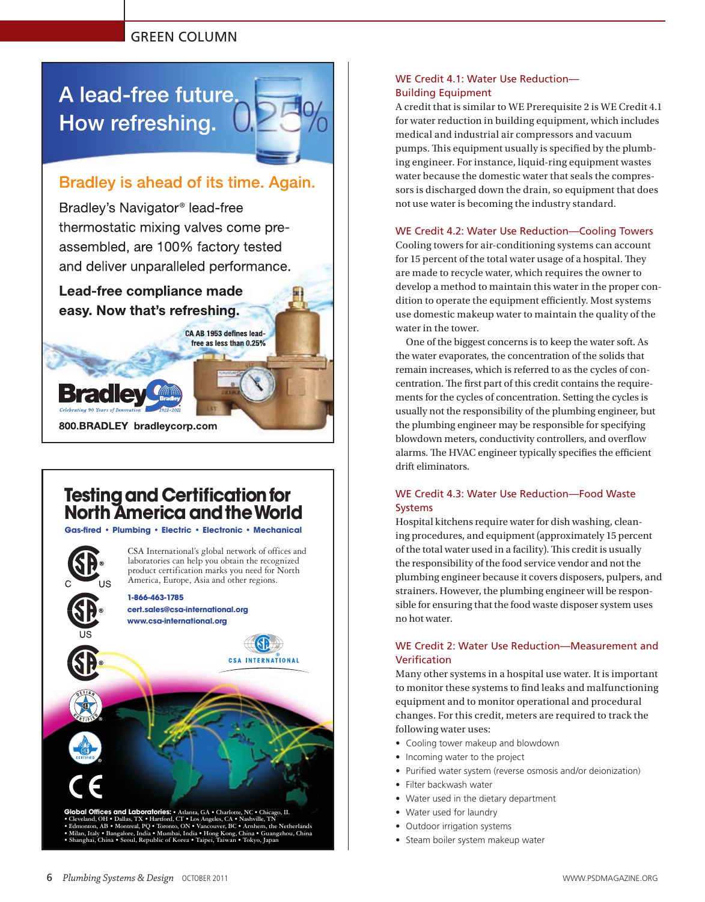### WE Credit 4.1: Water Use Reduction—Building Equipment

A credit that is similar to WE Prerequisite 2 is WE Credit 4.1 for water reduction in building equipment, which includes medical and industrial air compressors and vacuum pumps. This equipment usually is specified by the plumbing engineer. For instance, liquid-ring equipment wastes water because the domestic water that seals the compressors is discharged down the drain, so equipment that does not use water is becoming the industry standard.

### WE Credit 4.2: Water Use Reduction—Cooling Towers

Cooling towers for air-conditioning systems can account for 15 percent of the total water usage of a hospital. They are made to recycle water, which requires the owner to develop a method to maintain this water in the proper condition to operate the equipment efficiently. Most systems use domestic makeup water to maintain the quality of the water in the tower.

One of the biggest concerns is to keep the water soft. As the water evaporates, the concentration of the solids that remain increases, which is referred to as the cycles of concentration. The first part of this credit contains the requirements for the cycles of concentration. Setting the cycles is usually not the responsibility of the plumbing engineer, but the plumbing engineer may be responsible for specifying blowdown meters, conductivity controllers, and overflow alarms. The HVAC engineer typically specifies the efficient drift eliminators.

### WE Credit 4.3: Water Use Reduction—Food Waste Systems

Hospital kitchens require water for dish washing, cleaning procedures, and equipment (approximately 15 percent of the total water used in a facility). This credit is usually the responsibility of the food service vendor and not the plumbing engineer because it covers disposers, pulpers, and strainers. However, the plumbing engineer will be responsible for ensuring that the food waste disposer system uses no hot water.

### WE Credit 2: Water Use Reduction—Measurement and Verification

Many other systems in a hospital use water. It is important to monitor these systems to find leaks and malfunctioning equipment and to monitor operational and procedural changes. For this credit, meters are required to track the following water uses:

- Cooling tower makeup and blowdown
- Incoming water to the project
- Purified water system (reverse osmosis and/or deionization)
- Filter backwash water
- Water used in the dietary department
- Water used for laundry
- Outdoor irrigation systems
- Steam boiler system makeup water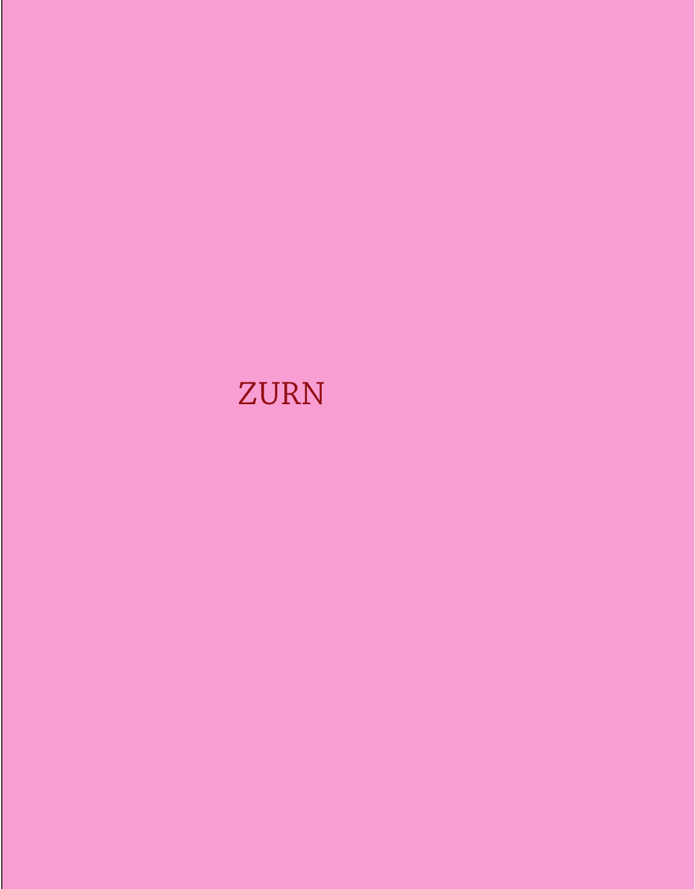ZURN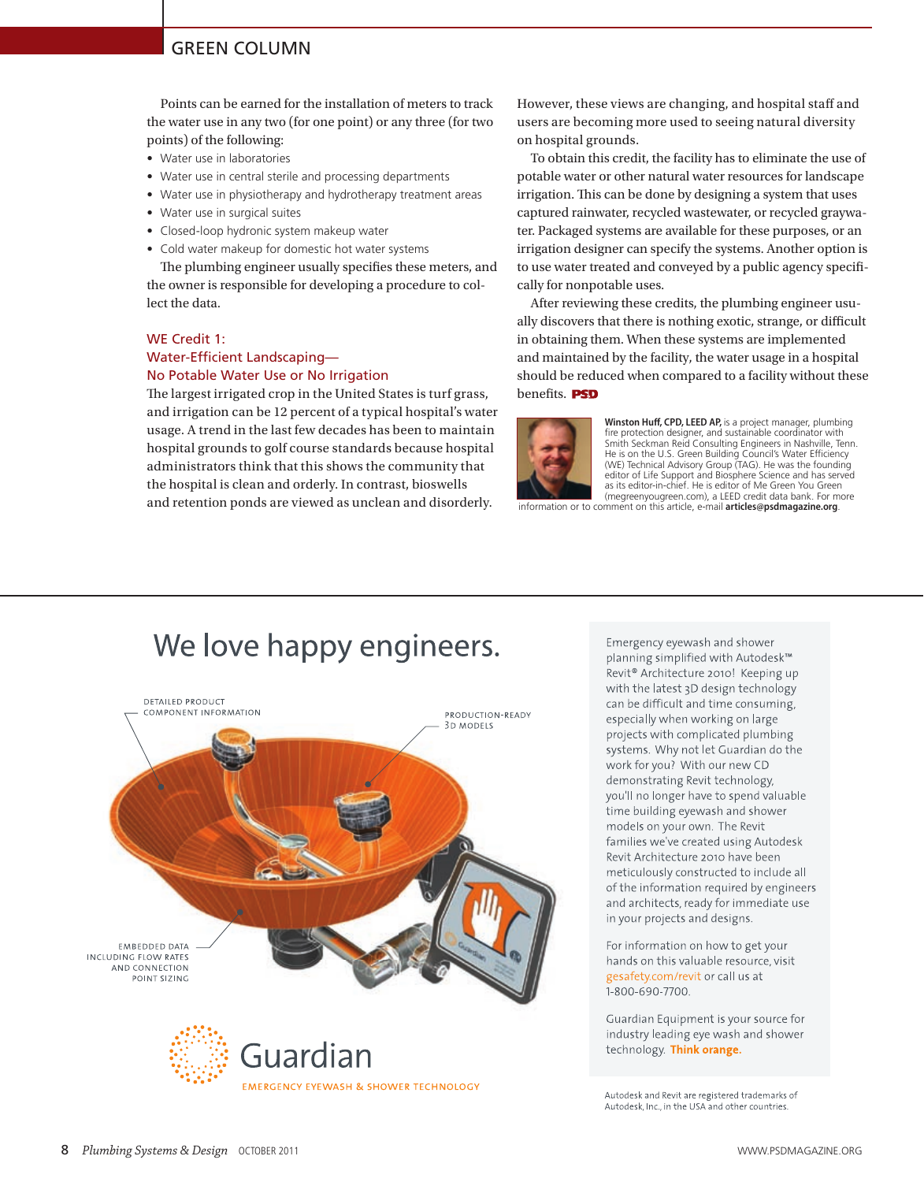Points can be earned for the installation of meters to track the water use in any two (for one point) or any three (for two points) of the following:

- Water use in laboratories
- Water use in central sterile and processing departments
- Water use in physiotherapy and hydrotherapy treatment areas
- Water use in surgical suites
- Closed-loop hydronic system makeup water
- Cold water makeup for domestic hot water systems

The plumbing engineer usually specifies these meters, and the owner is responsible for developing a procedure to collect the data.

### WE Credit 1: Water-Efficient Landscaping—No Potable Water Use or No Irrigation

The largest irrigated crop in the United States is turf grass, and irrigation can be 12 percent of a typical hospital's water usage. A trend in the last few decades has been to maintain hospital grounds to golf course standards because hospital administrators think that this shows the community that the hospital is clean and orderly. In contrast, bioswells and retention ponds are viewed as unclean and disorderly. However, these views are changing, and hospital staff and users are becoming more used to seeing natural diversity on hospital grounds.

To obtain this credit, the facility has to eliminate the use of potable water or other natural water resources for landscape irrigation. This can be done by designing a system that uses captured rainwater, recycled wastewater, or recycled graywater. Packaged systems are available for these purposes, or an irrigation designer can specify the systems. Another option is to use water treated and conveyed by a public agency specifically for nonpotable uses.

After reviewing these credits, the plumbing engineer usually discovers that there is nothing exotic, strange, or difficult in obtaining them. When these systems are implemented and maintained by the facility, the water usage in a hospital should be reduced when compared to a facility without these benefits. **PSD**

**Winston Huff, CPD, LEED AP,** is a project manager, plumbing fire protection designer, and sustainable coordinator with Smith Seckman Reid Consulting Engineers in Nashville, Tenn. He is on the U.S. Green Building Council's Water Efficiency (WE) Technical Advisory Group (TAG). He was the founding editor of Life Support and Biosphere Science and has served as its editor-in-chief. He is editor of Me Green You Green (megreenyougreen.com), a LEED credit data bank. For more information or to comment on this article, e-mail **articles@psdmagazine.org**.

---

# We love happy engineers.

DETAILED PRODUCT COMPONENT INFORMATION

PRODUCTION-READY 3D MODELS

EMBEDDED DATA INCLUDING FLOW RATES AND CONNECTION POINT SIZING

Guardian
EMERGENCY EYEWASH & SHOWER TECHNOLOGY

Emergency eyewash and shower planning simplified with Autodesk™ Revit® Architecture 2010! Keeping up with the latest 3D design technology can be difficult and time consuming, especially when working on large projects with complicated plumbing systems. Why not let Guardian do the work for you? With our new CD demonstrating Revit technology, you'll no longer have to spend valuable time building eyewash and shower models on your own. The Revit families we've created using Autodesk Revit Architecture 2010 have been meticulously constructed to include all of the information required by engineers and architects, ready for immediate use in your projects and designs.

For information on how to get your hands on this valuable resource, visit gesafety.com/revit or call us at 1-800-690-7700.

Guardian Equipment is your source for industry leading eye wash and shower technology. **Think orange.**

Autodesk and Revit are registered trademarks of Autodesk, Inc., in the USA and other countries.